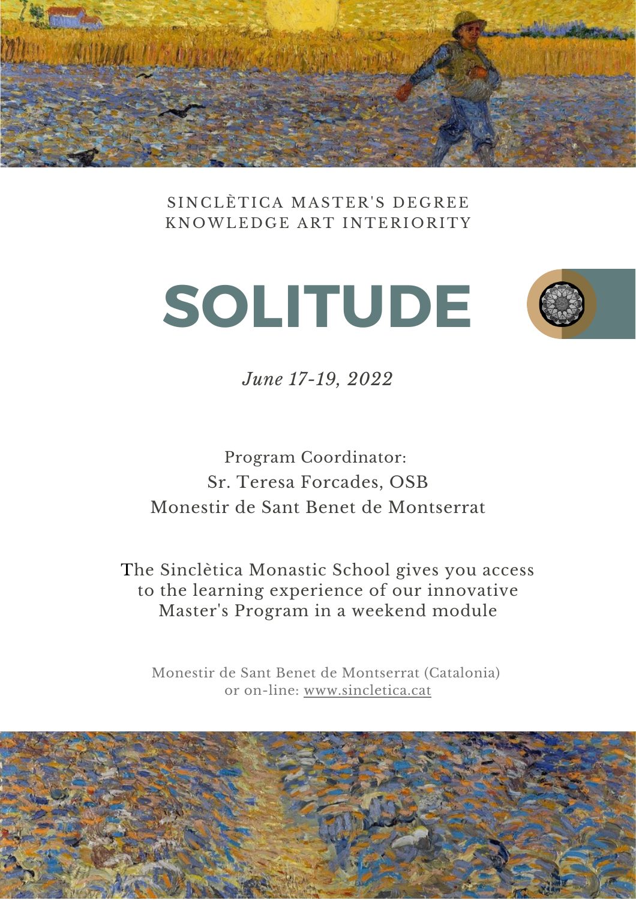SINCLÈTICA MASTER'S DEGREE
KNOWLEDGE ART INTERIORITY

# SOLITUDE

*June 17-19, 2022*

Program Coordinator:
Sr. Teresa Forcades, OSB
Monestir de Sant Benet de Montserrat

The Sinclètica Monastic School gives you access to the learning experience of our innovative Master's Program in a weekend module

Monestir de Sant Benet de Montserrat (Catalonia)
or on-line: www.sincletica.cat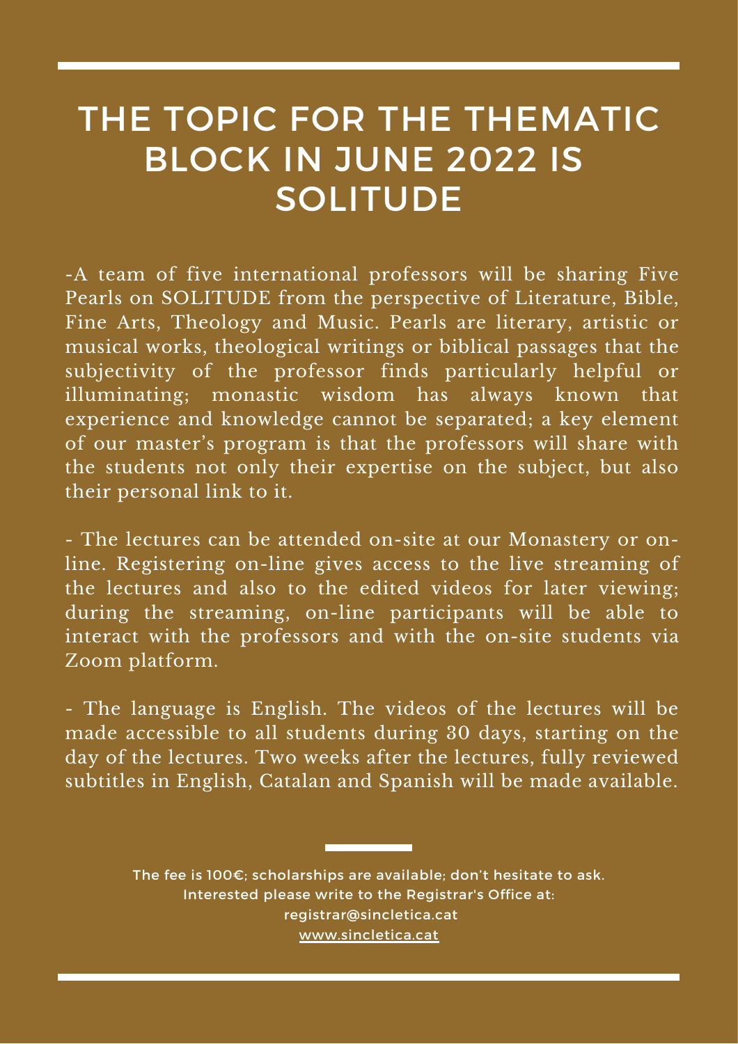# THE TOPIC FOR THE THEMATIC BLOCK IN JUNE 2022 IS SOLITUDE

-A team of five international professors will be sharing Five Pearls on SOLITUDE from the perspective of Literature, Bible, Fine Arts, Theology and Music. Pearls are literary, artistic or musical works, theological writings or biblical passages that the subjectivity of the professor finds particularly helpful or illuminating; monastic wisdom has always known that experience and knowledge cannot be separated; a key element of our master's program is that the professors will share with the students not only their expertise on the subject, but also their personal link to it.

- The lectures can be attended on-site at our Monastery or on-line. Registering on-line gives access to the live streaming of the lectures and also to the edited videos for later viewing; during the streaming, on-line participants will be able to interact with the professors and with the on-site students via Zoom platform.

- The language is English. The videos of the lectures will be made accessible to all students during 30 days, starting on the day of the lectures. Two weeks after the lectures, fully reviewed subtitles in English, Catalan and Spanish will be made available.

The fee is 100€; scholarships are available; don't hesitate to ask.
Interested please write to the Registrar's Office at:
registrar@sincletica.cat
www.sincletica.cat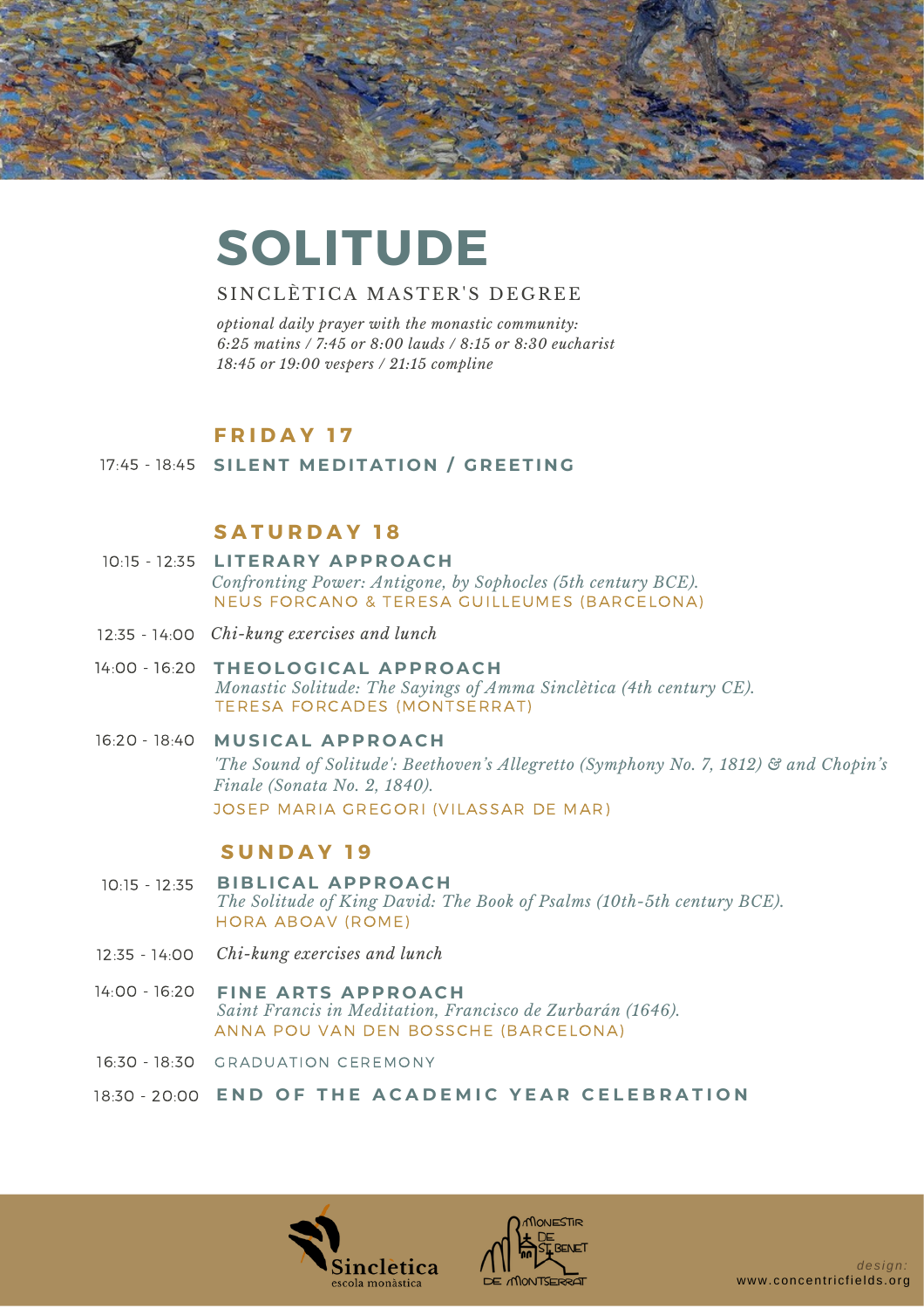# SOLITUDE

SINCLÈTICA MASTER'S DEGREE

*optional daily prayer with the monastic community:*
*6:25 matins / 7:45 or 8:00 lauds / 8:15 or 8:30 eucharist*
*18:45 or 19:00 vespers / 21:15 compline*

## FRIDAY 17

17:45 - 18:45 **SILENT MEDITATION / GREETING**

## SATURDAY 18

10:15 - 12:35 **LITERARY APPROACH**
*Confronting Power: Antigone, by Sophocles (5th century BCE).*
NEUS FORCANO & TERESA GUILLEUMES (BARCELONA)

12:35 - 14:00 *Chi-kung exercises and lunch*

14:00 - 16:20 **THEOLOGICAL APPROACH**
*Monastic Solitude: The Sayings of Amma Sinclètica (4th century CE).*
TERESA FORCADES (MONTSERRAT)

16:20 - 18:40 **MUSICAL APPROACH**
*'The Sound of Solitude': Beethoven's Allegretto (Symphony No. 7, 1812) & and Chopin's Finale (Sonata No. 2, 1840).*
JOSEP MARIA GREGORI (VILASSAR DE MAR)

## SUNDAY 19

10:15 - 12:35 **BIBLICAL APPROACH**
*The Solitude of King David: The Book of Psalms (10th-5th century BCE).*
HORA ABOAV (ROME)

12:35 - 14:00 *Chi-kung exercises and lunch*

14:00 - 16:20 **FINE ARTS APPROACH**
*Saint Francis in Meditation, Francisco de Zurbarán (1646).*
ANNA POU VAN DEN BOSSCHE (BARCELONA)

16:30 - 18:30 GRADUATION CEREMONY

18:30 - 20:00 **END OF THE ACADEMIC YEAR CELEBRATION**

Sincletica escola monàstica

MONESTIR DE ST. BENET DE MONTSERRAT

*design:* www.concentricfields.org